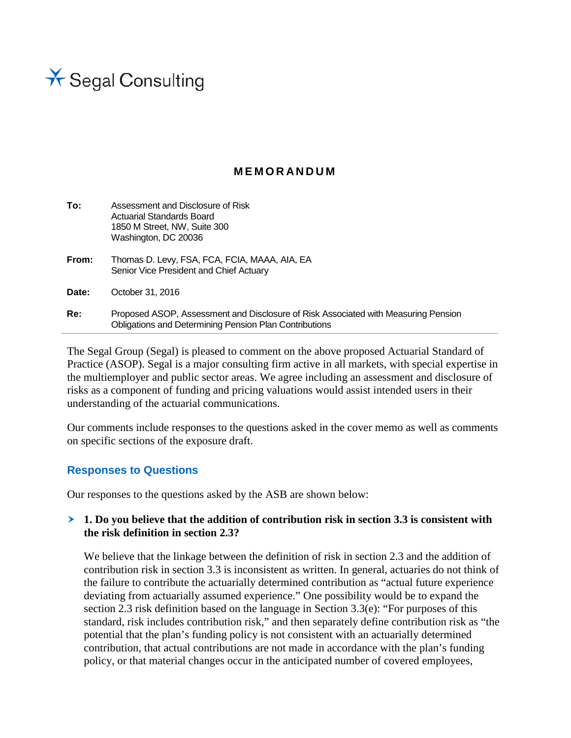Segal Consulting

**MEMORANDUM**

**To:** Assessment and Disclosure of Risk
Actuarial Standards Board
1850 M Street, NW, Suite 300
Washington, DC 20036

**From:** Thomas D. Levy, FSA, FCA, FCIA, MAAA, AIA, EA
Senior Vice President and Chief Actuary

**Date:** October 31, 2016

**Re:** Proposed ASOP, Assessment and Disclosure of Risk Associated with Measuring Pension Obligations and Determining Pension Plan Contributions

---

The Segal Group (Segal) is pleased to comment on the above proposed Actuarial Standard of Practice (ASOP). Segal is a major consulting firm active in all markets, with special expertise in the multiemployer and public sector areas. We agree including an assessment and disclosure of risks as a component of funding and pricing valuations would assist intended users in their understanding of the actuarial communications.

Our comments include responses to the questions asked in the cover memo as well as comments on specific sections of the exposure draft.

## Responses to Questions

Our responses to the questions asked by the ASB are shown below:

- **1. Do you believe that the addition of contribution risk in section 3.3 is consistent with the risk definition in section 2.3?**

  We believe that the linkage between the definition of risk in section 2.3 and the addition of contribution risk in section 3.3 is inconsistent as written. In general, actuaries do not think of the failure to contribute the actuarially determined contribution as "actual future experience deviating from actuarially assumed experience." One possibility would be to expand the section 2.3 risk definition based on the language in Section 3.3(e): "For purposes of this standard, risk includes contribution risk," and then separately define contribution risk as "the potential that the plan's funding policy is not consistent with an actuarially determined contribution, that actual contributions are not made in accordance with the plan's funding policy, or that material changes occur in the anticipated number of covered employees,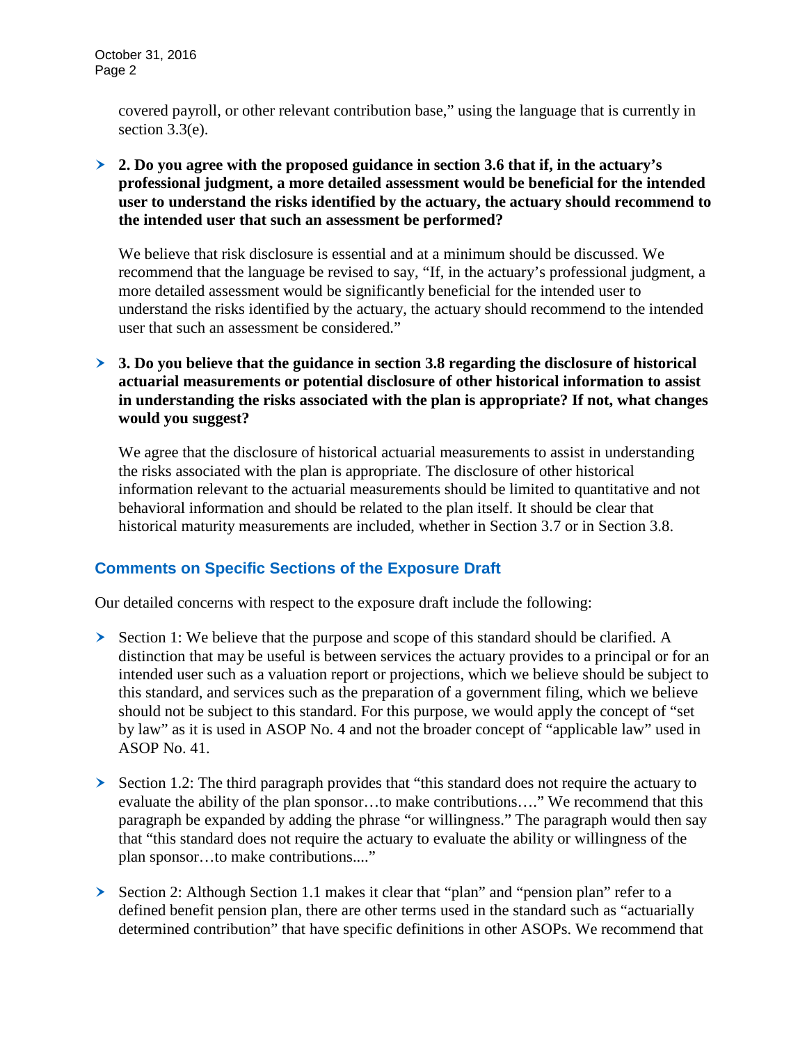covered payroll, or other relevant contribution base," using the language that is currently in section 3.3(e).

- **2. Do you agree with the proposed guidance in section 3.6 that if, in the actuary's professional judgment, a more detailed assessment would be beneficial for the intended user to understand the risks identified by the actuary, the actuary should recommend to the intended user that such an assessment be performed?**

  We believe that risk disclosure is essential and at a minimum should be discussed. We recommend that the language be revised to say, "If, in the actuary's professional judgment, a more detailed assessment would be significantly beneficial for the intended user to understand the risks identified by the actuary, the actuary should recommend to the intended user that such an assessment be considered."

- **3. Do you believe that the guidance in section 3.8 regarding the disclosure of historical actuarial measurements or potential disclosure of other historical information to assist in understanding the risks associated with the plan is appropriate? If not, what changes would you suggest?**

  We agree that the disclosure of historical actuarial measurements to assist in understanding the risks associated with the plan is appropriate. The disclosure of other historical information relevant to the actuarial measurements should be limited to quantitative and not behavioral information and should be related to the plan itself. It should be clear that historical maturity measurements are included, whether in Section 3.7 or in Section 3.8.

## Comments on Specific Sections of the Exposure Draft

Our detailed concerns with respect to the exposure draft include the following:

- Section 1: We believe that the purpose and scope of this standard should be clarified. A distinction that may be useful is between services the actuary provides to a principal or for an intended user such as a valuation report or projections, which we believe should be subject to this standard, and services such as the preparation of a government filing, which we believe should not be subject to this standard. For this purpose, we would apply the concept of "set by law" as it is used in ASOP No. 4 and not the broader concept of "applicable law" used in ASOP No. 41.

- Section 1.2: The third paragraph provides that "this standard does not require the actuary to evaluate the ability of the plan sponsor…to make contributions…." We recommend that this paragraph be expanded by adding the phrase "or willingness." The paragraph would then say that "this standard does not require the actuary to evaluate the ability or willingness of the plan sponsor…to make contributions...."

- Section 2: Although Section 1.1 makes it clear that "plan" and "pension plan" refer to a defined benefit pension plan, there are other terms used in the standard such as "actuarially determined contribution" that have specific definitions in other ASOPs. We recommend that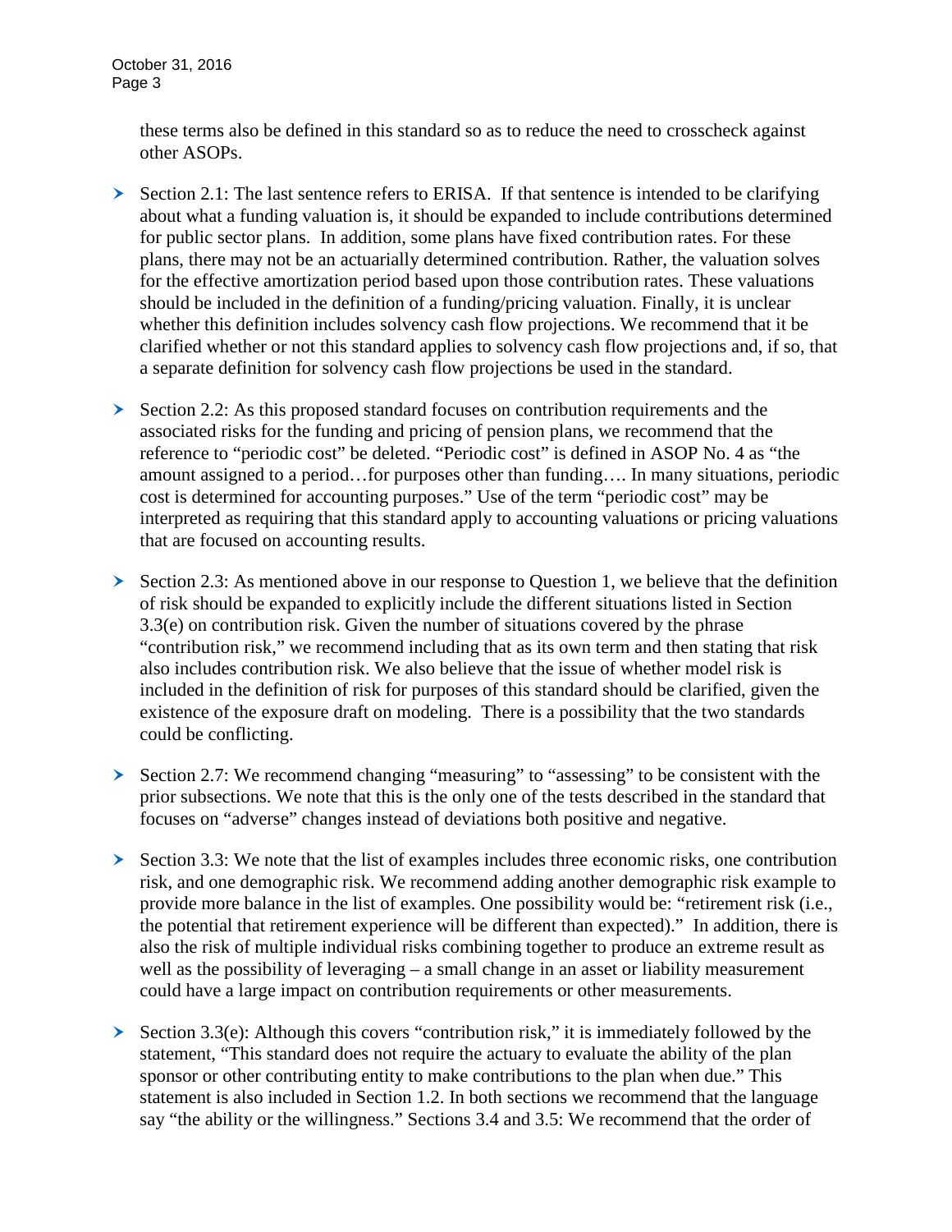these terms also be defined in this standard so as to reduce the need to crosscheck against other ASOPs.

- Section 2.1: The last sentence refers to ERISA. If that sentence is intended to be clarifying about what a funding valuation is, it should be expanded to include contributions determined for public sector plans. In addition, some plans have fixed contribution rates. For these plans, there may not be an actuarially determined contribution. Rather, the valuation solves for the effective amortization period based upon those contribution rates. These valuations should be included in the definition of a funding/pricing valuation. Finally, it is unclear whether this definition includes solvency cash flow projections. We recommend that it be clarified whether or not this standard applies to solvency cash flow projections and, if so, that a separate definition for solvency cash flow projections be used in the standard.

- Section 2.2: As this proposed standard focuses on contribution requirements and the associated risks for the funding and pricing of pension plans, we recommend that the reference to "periodic cost" be deleted. "Periodic cost" is defined in ASOP No. 4 as "the amount assigned to a period…for purposes other than funding…. In many situations, periodic cost is determined for accounting purposes." Use of the term "periodic cost" may be interpreted as requiring that this standard apply to accounting valuations or pricing valuations that are focused on accounting results.

- Section 2.3: As mentioned above in our response to Question 1, we believe that the definition of risk should be expanded to explicitly include the different situations listed in Section 3.3(e) on contribution risk. Given the number of situations covered by the phrase "contribution risk," we recommend including that as its own term and then stating that risk also includes contribution risk. We also believe that the issue of whether model risk is included in the definition of risk for purposes of this standard should be clarified, given the existence of the exposure draft on modeling. There is a possibility that the two standards could be conflicting.

- Section 2.7: We recommend changing "measuring" to "assessing" to be consistent with the prior subsections. We note that this is the only one of the tests described in the standard that focuses on "adverse" changes instead of deviations both positive and negative.

- Section 3.3: We note that the list of examples includes three economic risks, one contribution risk, and one demographic risk. We recommend adding another demographic risk example to provide more balance in the list of examples. One possibility would be: "retirement risk (i.e., the potential that retirement experience will be different than expected)." In addition, there is also the risk of multiple individual risks combining together to produce an extreme result as well as the possibility of leveraging – a small change in an asset or liability measurement could have a large impact on contribution requirements or other measurements.

- Section 3.3(e): Although this covers "contribution risk," it is immediately followed by the statement, "This standard does not require the actuary to evaluate the ability of the plan sponsor or other contributing entity to make contributions to the plan when due." This statement is also included in Section 1.2. In both sections we recommend that the language say "the ability or the willingness." Sections 3.4 and 3.5: We recommend that the order of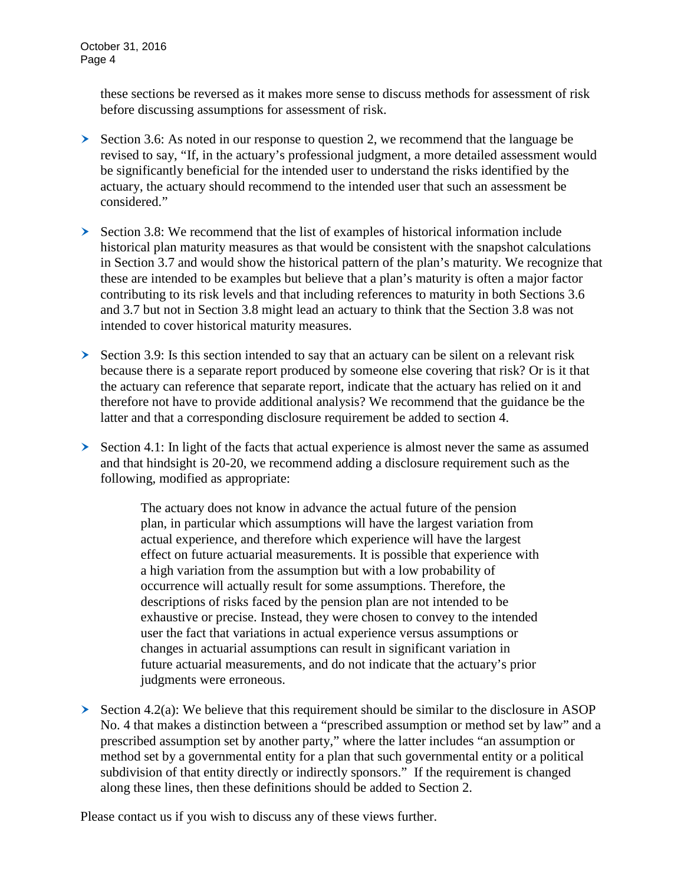these sections be reversed as it makes more sense to discuss methods for assessment of risk before discussing assumptions for assessment of risk.

- Section 3.6: As noted in our response to question 2, we recommend that the language be revised to say, "If, in the actuary's professional judgment, a more detailed assessment would be significantly beneficial for the intended user to understand the risks identified by the actuary, the actuary should recommend to the intended user that such an assessment be considered."

- Section 3.8: We recommend that the list of examples of historical information include historical plan maturity measures as that would be consistent with the snapshot calculations in Section 3.7 and would show the historical pattern of the plan's maturity. We recognize that these are intended to be examples but believe that a plan's maturity is often a major factor contributing to its risk levels and that including references to maturity in both Sections 3.6 and 3.7 but not in Section 3.8 might lead an actuary to think that the Section 3.8 was not intended to cover historical maturity measures.

- Section 3.9: Is this section intended to say that an actuary can be silent on a relevant risk because there is a separate report produced by someone else covering that risk? Or is it that the actuary can reference that separate report, indicate that the actuary has relied on it and therefore not have to provide additional analysis? We recommend that the guidance be the latter and that a corresponding disclosure requirement be added to section 4.

- Section 4.1: In light of the facts that actual experience is almost never the same as assumed and that hindsight is 20-20, we recommend adding a disclosure requirement such as the following, modified as appropriate:

  > The actuary does not know in advance the actual future of the pension plan, in particular which assumptions will have the largest variation from actual experience, and therefore which experience will have the largest effect on future actuarial measurements. It is possible that experience with a high variation from the assumption but with a low probability of occurrence will actually result for some assumptions. Therefore, the descriptions of risks faced by the pension plan are not intended to be exhaustive or precise. Instead, they were chosen to convey to the intended user the fact that variations in actual experience versus assumptions or changes in actuarial assumptions can result in significant variation in future actuarial measurements, and do not indicate that the actuary's prior judgments were erroneous.

- Section 4.2(a): We believe that this requirement should be similar to the disclosure in ASOP No. 4 that makes a distinction between a "prescribed assumption or method set by law" and a prescribed assumption set by another party," where the latter includes "an assumption or method set by a governmental entity for a plan that such governmental entity or a political subdivision of that entity directly or indirectly sponsors." If the requirement is changed along these lines, then these definitions should be added to Section 2.

Please contact us if you wish to discuss any of these views further.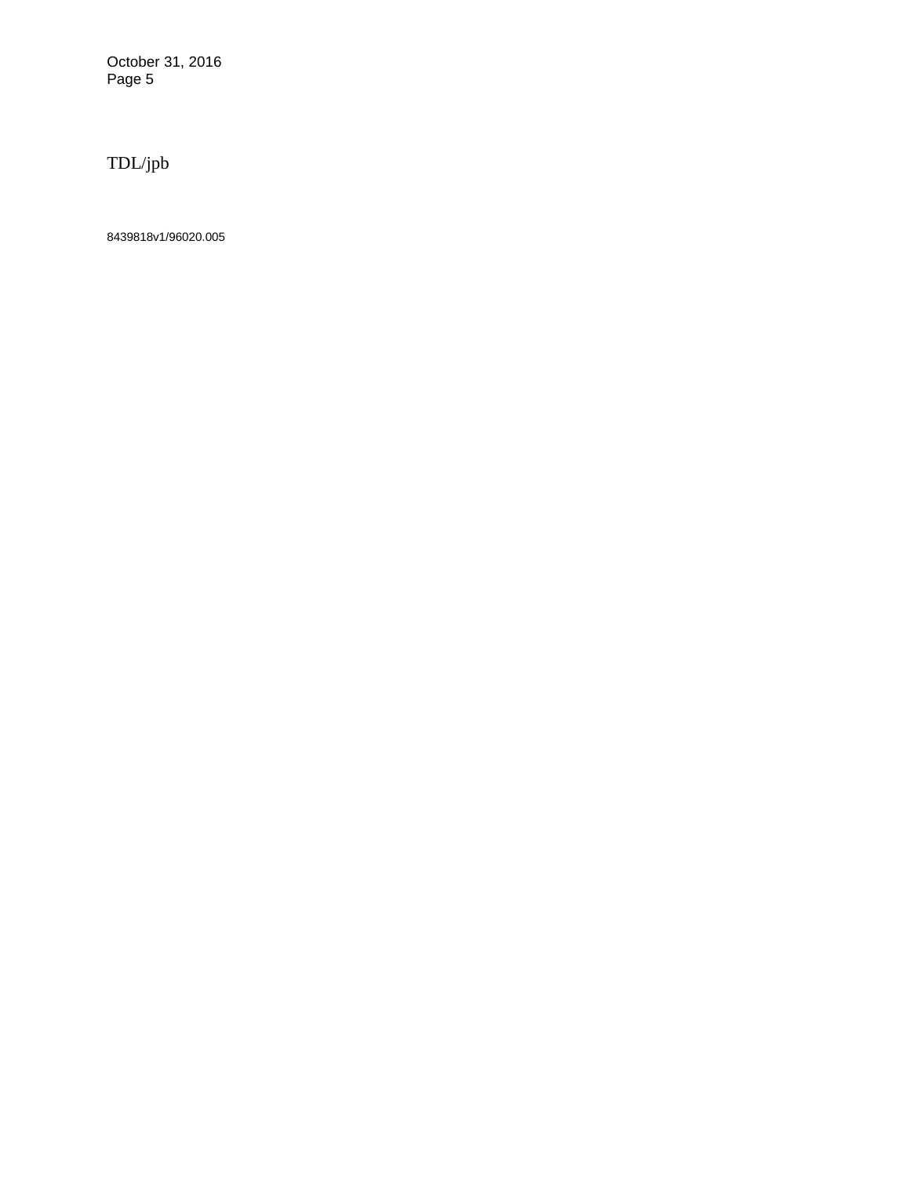TDL/jpb

8439818v1/96020.005